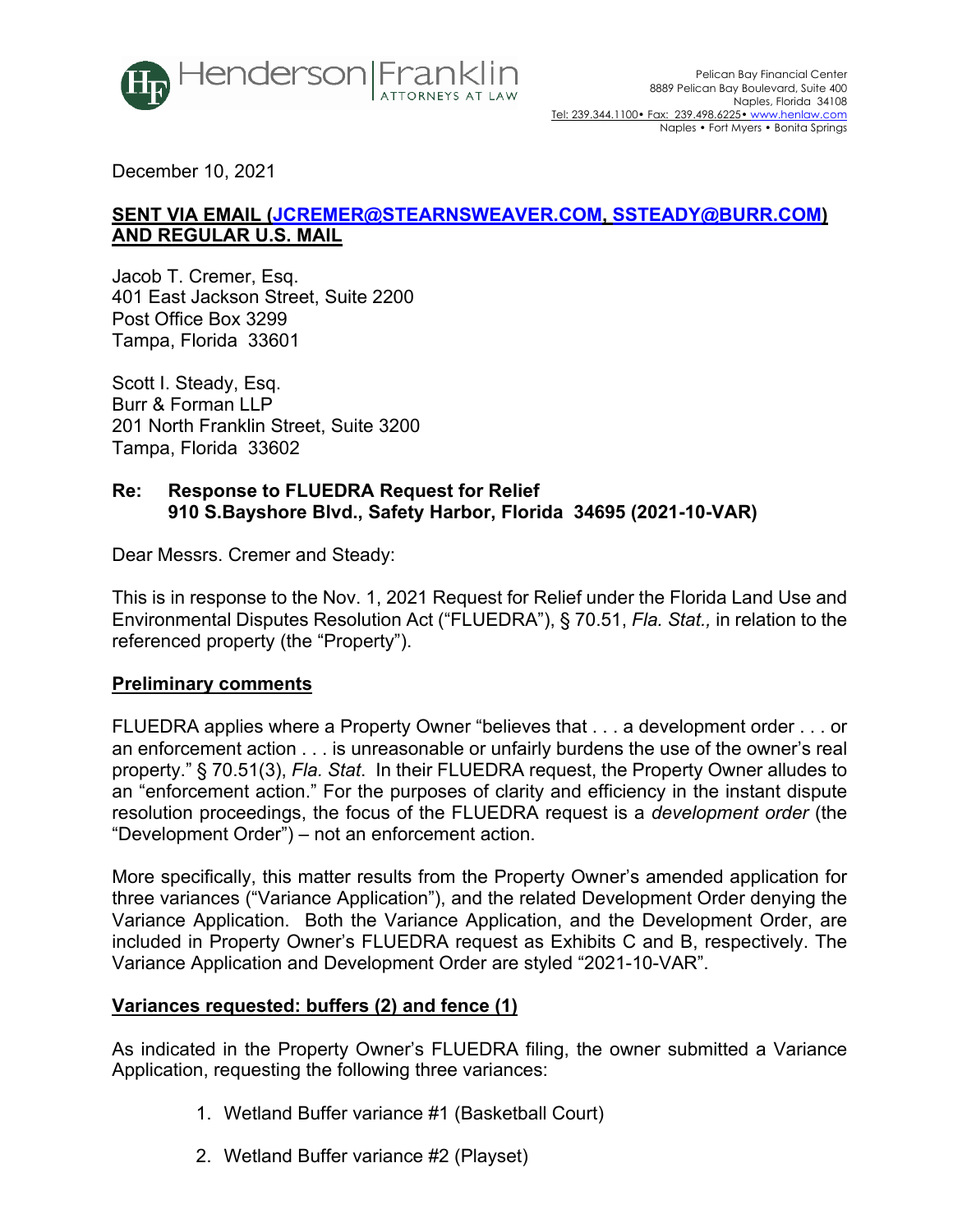Henderson | Franklin
ATTORNEYS AT LAW

Pelican Bay Financial Center
8889 Pelican Bay Boulevard, Suite 400
Naples, Florida 34108
Tel: 239.344.1100• Fax: 239.498.6225• www.henlaw.com
Naples • Fort Myers • Bonita Springs

December 10, 2021

**SENT VIA EMAIL (JCREMER@STEARNSWEAVER.COM, SSTEADY@BURR.COM) AND REGULAR U.S. MAIL**

Jacob T. Cremer, Esq.
401 East Jackson Street, Suite 2200
Post Office Box 3299
Tampa, Florida 33601

Scott I. Steady, Esq.
Burr & Forman LLP
201 North Franklin Street, Suite 3200
Tampa, Florida 33602

**Re: Response to FLUEDRA Request for Relief**
**910 S.Bayshore Blvd., Safety Harbor, Florida 34695 (2021-10-VAR)**

Dear Messrs. Cremer and Steady:

This is in response to the Nov. 1, 2021 Request for Relief under the Florida Land Use and Environmental Disputes Resolution Act ("FLUEDRA"), § 70.51, *Fla. Stat.,* in relation to the referenced property (the "Property").

**Preliminary comments**

FLUEDRA applies where a Property Owner "believes that . . . a development order . . . or an enforcement action . . . is unreasonable or unfairly burdens the use of the owner's real property." § 70.51(3), *Fla. Stat*. In their FLUEDRA request, the Property Owner alludes to an "enforcement action." For the purposes of clarity and efficiency in the instant dispute resolution proceedings, the focus of the FLUEDRA request is a *development order* (the "Development Order") – not an enforcement action.

More specifically, this matter results from the Property Owner's amended application for three variances ("Variance Application"), and the related Development Order denying the Variance Application. Both the Variance Application, and the Development Order, are included in Property Owner's FLUEDRA request as Exhibits C and B, respectively. The Variance Application and Development Order are styled "2021-10-VAR".

**Variances requested: buffers (2) and fence (1)**

As indicated in the Property Owner's FLUEDRA filing, the owner submitted a Variance Application, requesting the following three variances:

1. Wetland Buffer variance #1 (Basketball Court)
2. Wetland Buffer variance #2 (Playset)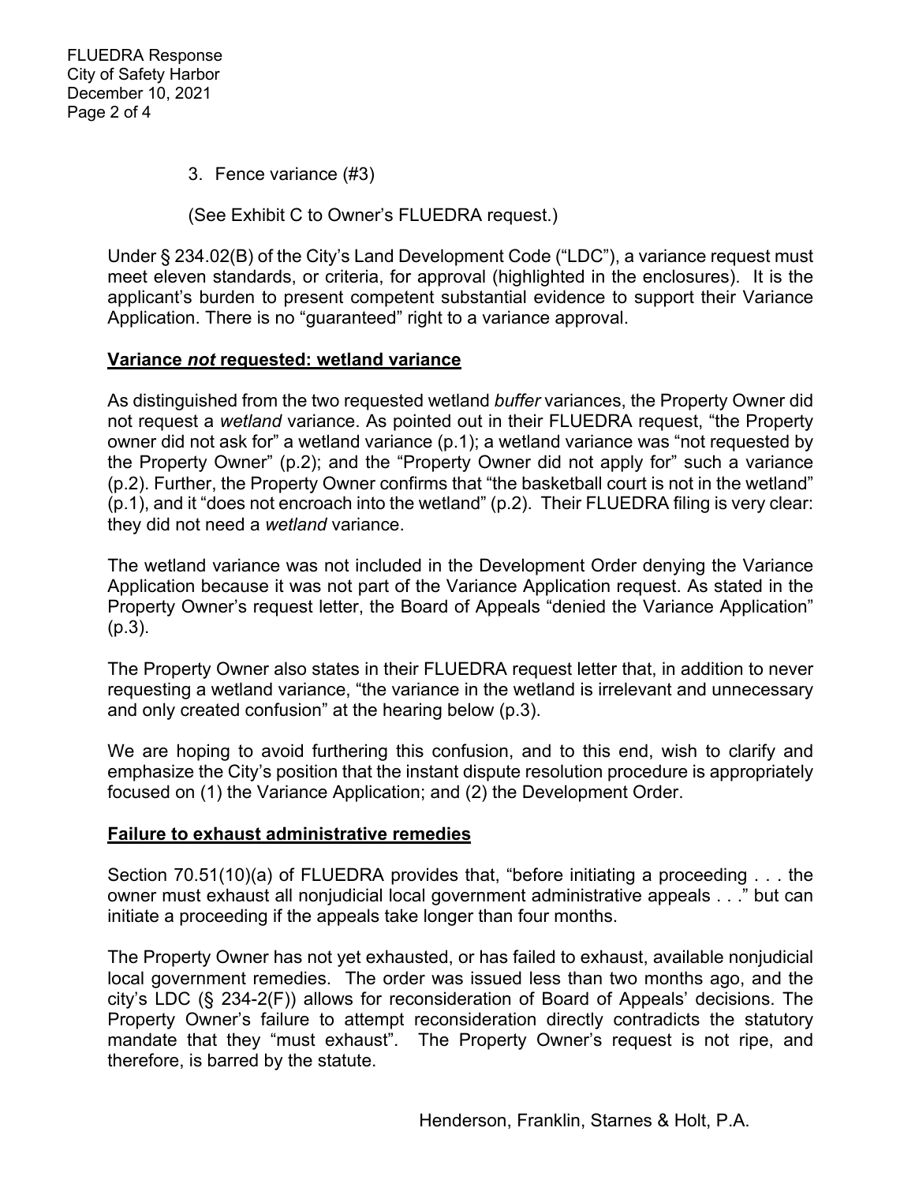3. Fence variance (#3)

(See Exhibit C to Owner's FLUEDRA request.)

Under § 234.02(B) of the City's Land Development Code ("LDC"), a variance request must meet eleven standards, or criteria, for approval (highlighted in the enclosures). It is the applicant's burden to present competent substantial evidence to support their Variance Application. There is no "guaranteed" right to a variance approval.

**Variance *not* requested: wetland variance**

As distinguished from the two requested wetland *buffer* variances, the Property Owner did not request a *wetland* variance. As pointed out in their FLUEDRA request, "the Property owner did not ask for" a wetland variance (p.1); a wetland variance was "not requested by the Property Owner" (p.2); and the "Property Owner did not apply for" such a variance (p.2). Further, the Property Owner confirms that "the basketball court is not in the wetland" (p.1), and it "does not encroach into the wetland" (p.2). Their FLUEDRA filing is very clear: they did not need a *wetland* variance.

The wetland variance was not included in the Development Order denying the Variance Application because it was not part of the Variance Application request. As stated in the Property Owner's request letter, the Board of Appeals "denied the Variance Application" (p.3).

The Property Owner also states in their FLUEDRA request letter that, in addition to never requesting a wetland variance, "the variance in the wetland is irrelevant and unnecessary and only created confusion" at the hearing below (p.3).

We are hoping to avoid furthering this confusion, and to this end, wish to clarify and emphasize the City's position that the instant dispute resolution procedure is appropriately focused on (1) the Variance Application; and (2) the Development Order.

**Failure to exhaust administrative remedies**

Section 70.51(10)(a) of FLUEDRA provides that, "before initiating a proceeding . . . the owner must exhaust all nonjudicial local government administrative appeals . . ." but can initiate a proceeding if the appeals take longer than four months.

The Property Owner has not yet exhausted, or has failed to exhaust, available nonjudicial local government remedies. The order was issued less than two months ago, and the city's LDC (§ 234-2(F)) allows for reconsideration of Board of Appeals' decisions. The Property Owner's failure to attempt reconsideration directly contradicts the statutory mandate that they "must exhaust". The Property Owner's request is not ripe, and therefore, is barred by the statute.

Henderson, Franklin, Starnes & Holt, P.A.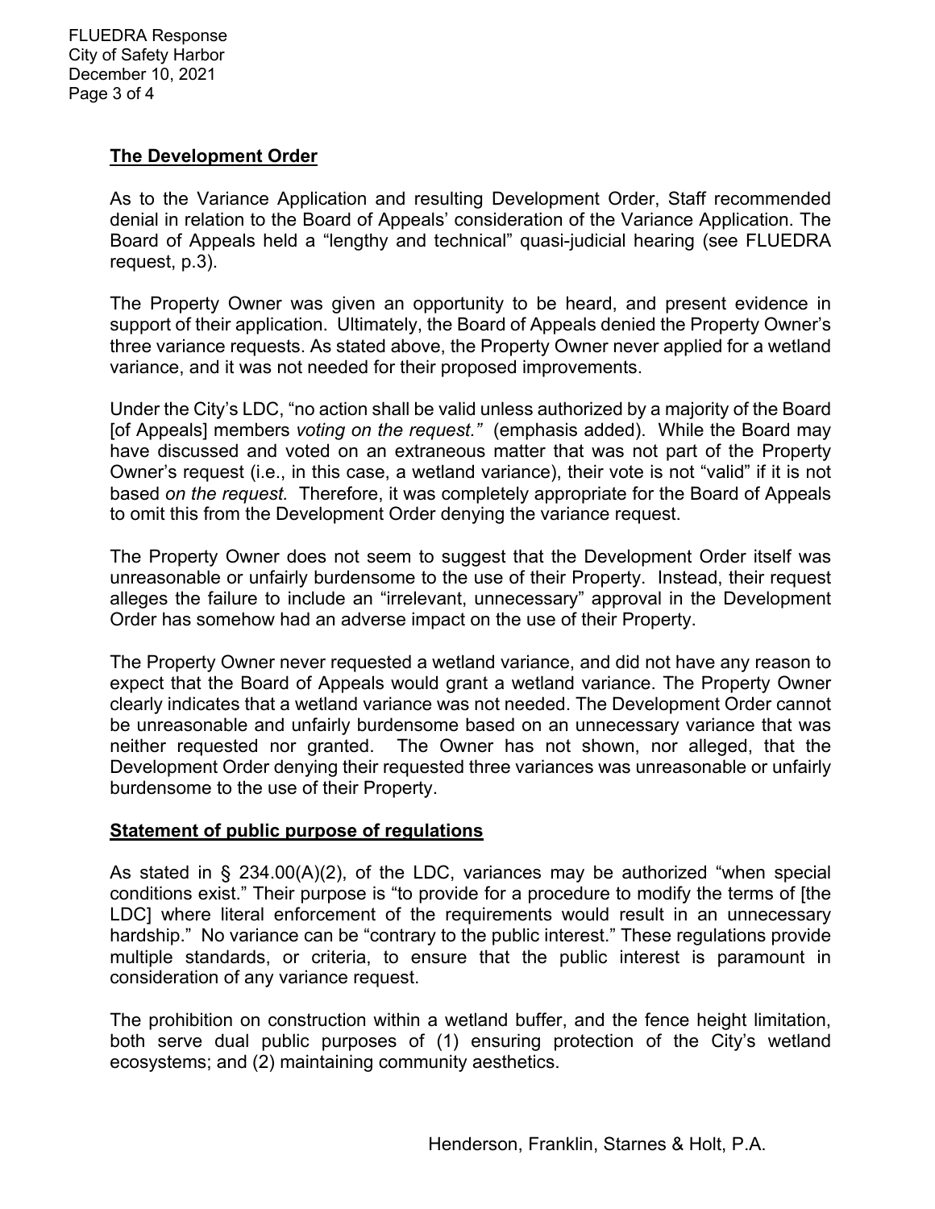## **The Development Order**

As to the Variance Application and resulting Development Order, Staff recommended denial in relation to the Board of Appeals' consideration of the Variance Application. The Board of Appeals held a "lengthy and technical" quasi-judicial hearing (see FLUEDRA request, p.3).

The Property Owner was given an opportunity to be heard, and present evidence in support of their application. Ultimately, the Board of Appeals denied the Property Owner's three variance requests. As stated above, the Property Owner never applied for a wetland variance, and it was not needed for their proposed improvements.

Under the City's LDC, "no action shall be valid unless authorized by a majority of the Board [of Appeals] members *voting on the request."* (emphasis added). While the Board may have discussed and voted on an extraneous matter that was not part of the Property Owner's request (i.e., in this case, a wetland variance), their vote is not "valid" if it is not based *on the request.* Therefore, it was completely appropriate for the Board of Appeals to omit this from the Development Order denying the variance request.

The Property Owner does not seem to suggest that the Development Order itself was unreasonable or unfairly burdensome to the use of their Property. Instead, their request alleges the failure to include an "irrelevant, unnecessary" approval in the Development Order has somehow had an adverse impact on the use of their Property.

The Property Owner never requested a wetland variance, and did not have any reason to expect that the Board of Appeals would grant a wetland variance. The Property Owner clearly indicates that a wetland variance was not needed. The Development Order cannot be unreasonable and unfairly burdensome based on an unnecessary variance that was neither requested nor granted. The Owner has not shown, nor alleged, that the Development Order denying their requested three variances was unreasonable or unfairly burdensome to the use of their Property.

## **Statement of public purpose of regulations**

As stated in § 234.00(A)(2), of the LDC, variances may be authorized "when special conditions exist." Their purpose is "to provide for a procedure to modify the terms of [the LDC] where literal enforcement of the requirements would result in an unnecessary hardship." No variance can be "contrary to the public interest." These regulations provide multiple standards, or criteria, to ensure that the public interest is paramount in consideration of any variance request.

The prohibition on construction within a wetland buffer, and the fence height limitation, both serve dual public purposes of (1) ensuring protection of the City's wetland ecosystems; and (2) maintaining community aesthetics.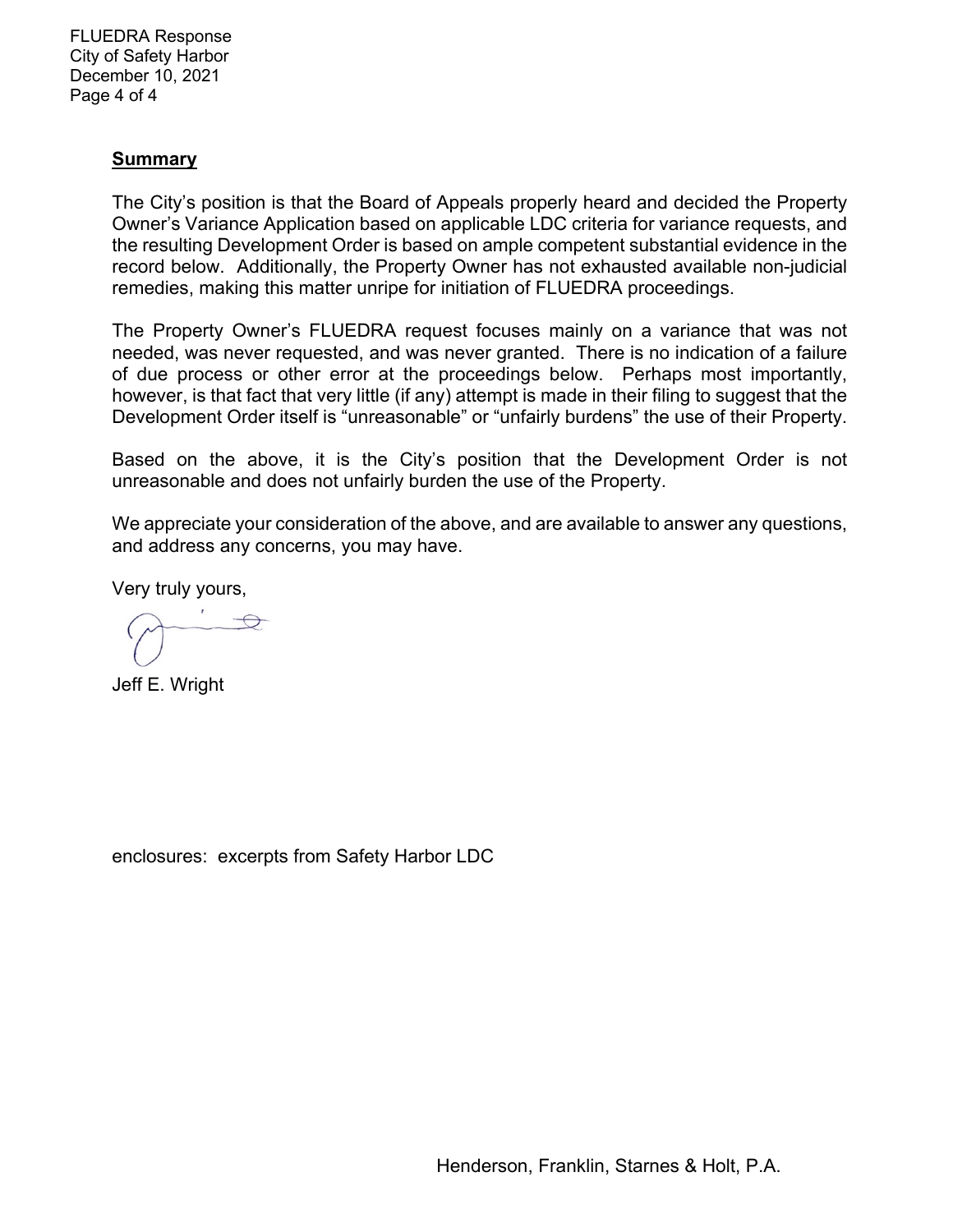**Summary**

The City's position is that the Board of Appeals properly heard and decided the Property Owner's Variance Application based on applicable LDC criteria for variance requests, and the resulting Development Order is based on ample competent substantial evidence in the record below. Additionally, the Property Owner has not exhausted available non-judicial remedies, making this matter unripe for initiation of FLUEDRA proceedings.

The Property Owner's FLUEDRA request focuses mainly on a variance that was not needed, was never requested, and was never granted. There is no indication of a failure of due process or other error at the proceedings below. Perhaps most importantly, however, is that fact that very little (if any) attempt is made in their filing to suggest that the Development Order itself is "unreasonable" or "unfairly burdens" the use of their Property.

Based on the above, it is the City's position that the Development Order is not unreasonable and does not unfairly burden the use of the Property.

We appreciate your consideration of the above, and are available to answer any questions, and address any concerns, you may have.

Very truly yours,

Jeff E. Wright

enclosures: excerpts from Safety Harbor LDC

Henderson, Franklin, Starnes & Holt, P.A.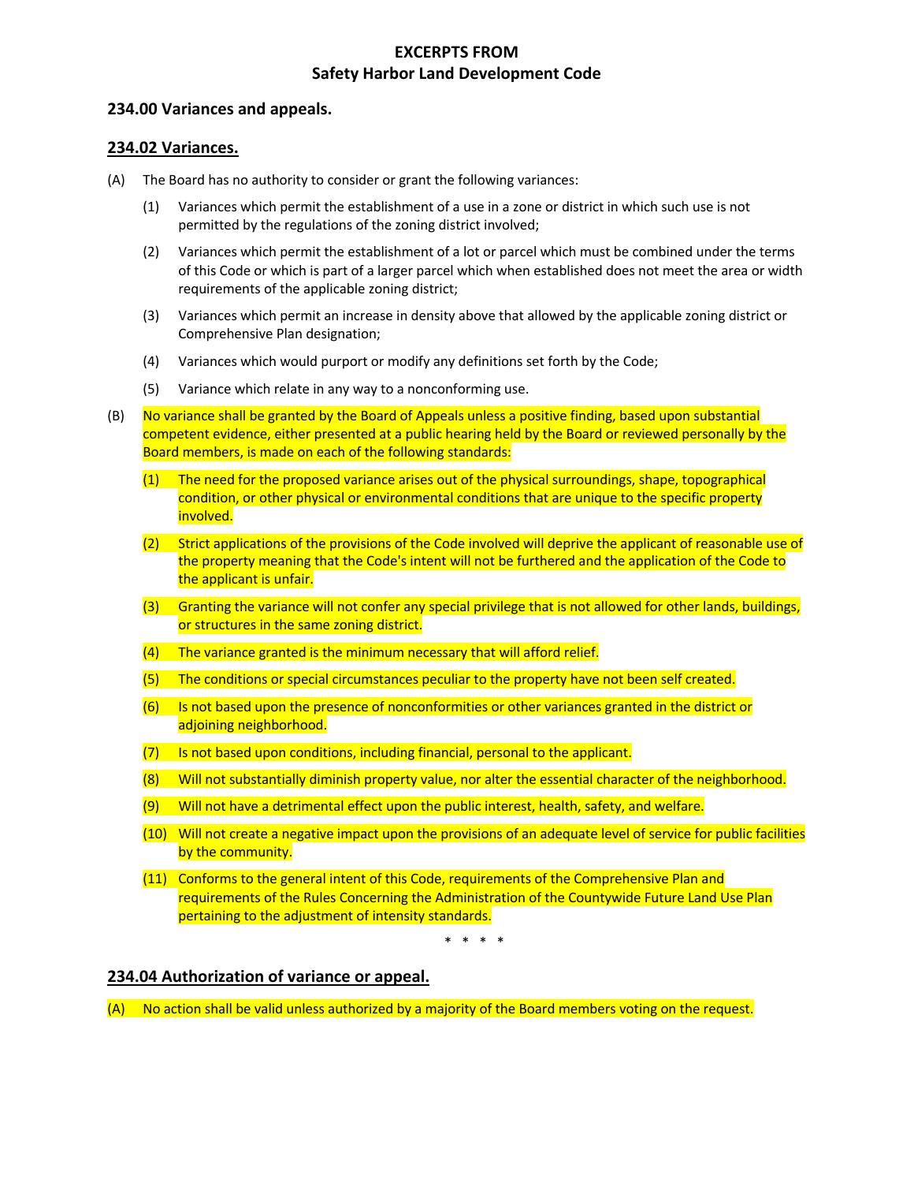# EXCERPTS FROM
# Safety Harbor Land Development Code

## 234.00 Variances and appeals.

### 234.02 Variances.

(A) The Board has no authority to consider or grant the following variances:

(1) Variances which permit the establishment of a use in a zone or district in which such use is not permitted by the regulations of the zoning district involved;

(2) Variances which permit the establishment of a lot or parcel which must be combined under the terms of this Code or which is part of a larger parcel which when established does not meet the area or width requirements of the applicable zoning district;

(3) Variances which permit an increase in density above that allowed by the applicable zoning district or Comprehensive Plan designation;

(4) Variances which would purport or modify any definitions set forth by the Code;

(5) Variance which relate in any way to a nonconforming use.

(B) No variance shall be granted by the Board of Appeals unless a positive finding, based upon substantial competent evidence, either presented at a public hearing held by the Board or reviewed personally by the Board members, is made on each of the following standards:

(1) The need for the proposed variance arises out of the physical surroundings, shape, topographical condition, or other physical or environmental conditions that are unique to the specific property involved.

(2) Strict applications of the provisions of the Code involved will deprive the applicant of reasonable use of the property meaning that the Code's intent will not be furthered and the application of the Code to the applicant is unfair.

(3) Granting the variance will not confer any special privilege that is not allowed for other lands, buildings, or structures in the same zoning district.

(4) The variance granted is the minimum necessary that will afford relief.

(5) The conditions or special circumstances peculiar to the property have not been self created.

(6) Is not based upon the presence of nonconformities or other variances granted in the district or adjoining neighborhood.

(7) Is not based upon conditions, including financial, personal to the applicant.

(8) Will not substantially diminish property value, nor alter the essential character of the neighborhood.

(9) Will not have a detrimental effect upon the public interest, health, safety, and welfare.

(10) Will not create a negative impact upon the provisions of an adequate level of service for public facilities by the community.

(11) Conforms to the general intent of this Code, requirements of the Comprehensive Plan and requirements of the Rules Concerning the Administration of the Countywide Future Land Use Plan pertaining to the adjustment of intensity standards.

\* \* \* \*

### 234.04 Authorization of variance or appeal.

(A) No action shall be valid unless authorized by a majority of the Board members voting on the request.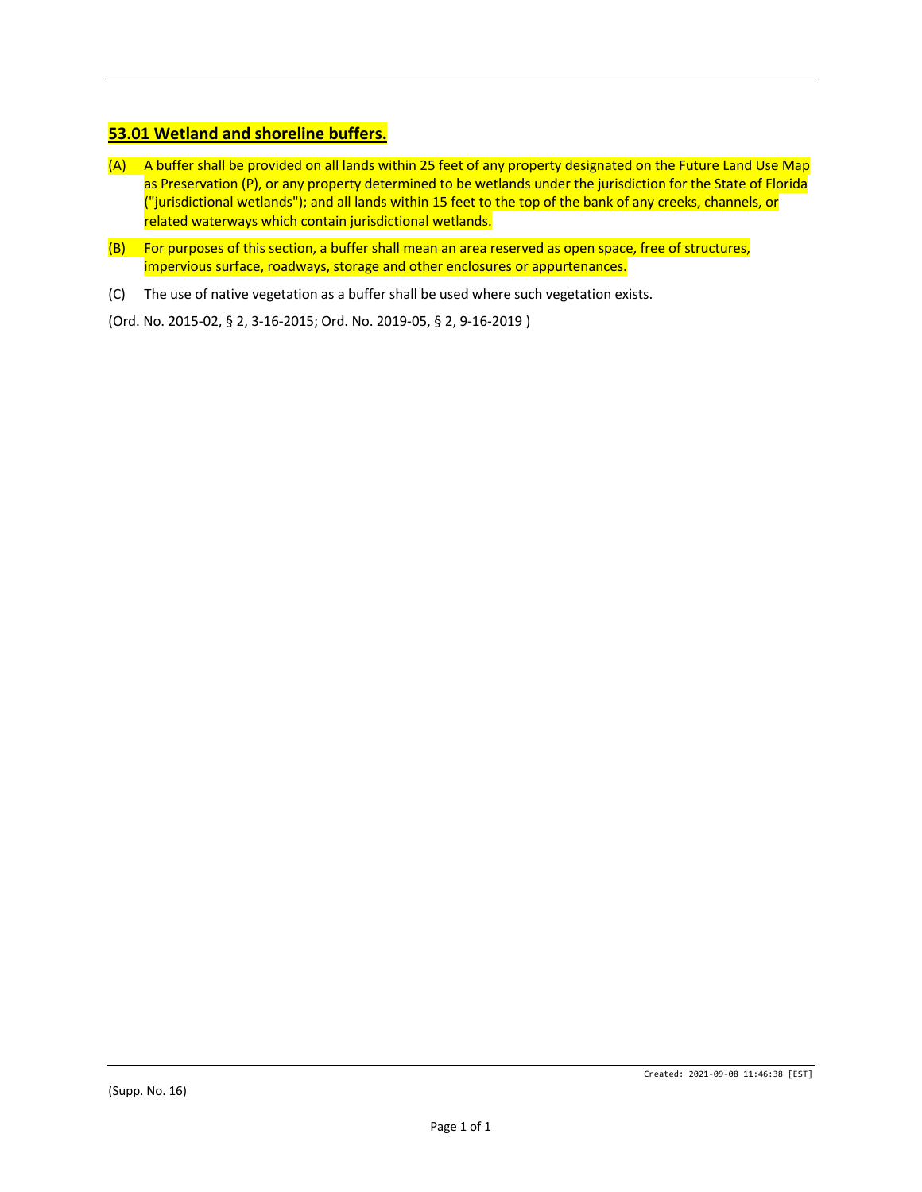## 53.01 Wetland and shoreline buffers.

(A) A buffer shall be provided on all lands within 25 feet of any property designated on the Future Land Use Map as Preservation (P), or any property determined to be wetlands under the jurisdiction for the State of Florida ("jurisdictional wetlands"); and all lands within 15 feet to the top of the bank of any creeks, channels, or related waterways which contain jurisdictional wetlands.

(B) For purposes of this section, a buffer shall mean an area reserved as open space, free of structures, impervious surface, roadways, storage and other enclosures or appurtenances.

(C) The use of native vegetation as a buffer shall be used where such vegetation exists.

(Ord. No. 2015-02, § 2, 3-16-2015; Ord. No. 2019-05, § 2, 9-16-2019 )